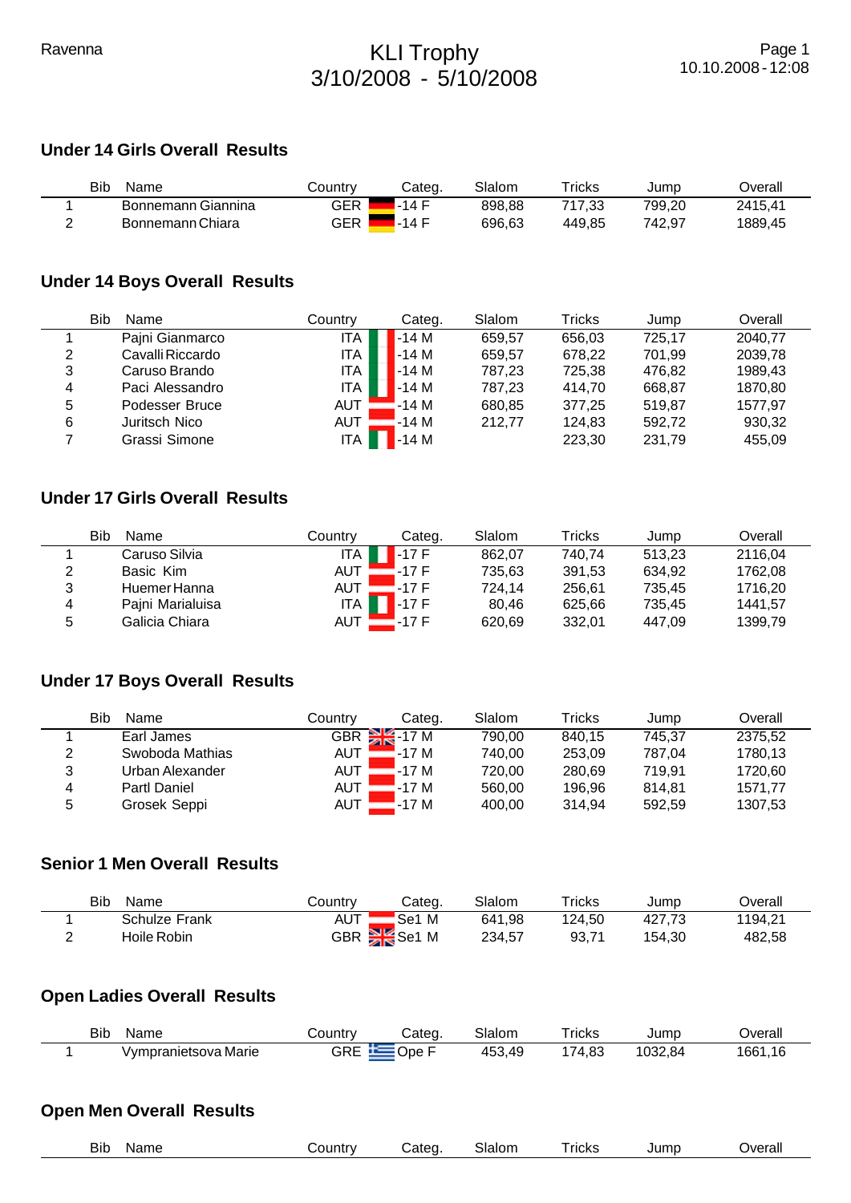Ravenna

# KLI Trophy
# 3/10/2008 - 5/10/2008

10.10.2008 - 12:08

## Under 14 Girls Overall Results

| | Bib | Name | Country | Categ. | Slalom | Tricks | Jump | Overall |
|---|---|---|---|---|---|---|---|---|
| 1 | | Bonnemann Giannina | GER | -14 F | 898,88 | 717,33 | 799,20 | 2415,41 |
| 2 | | Bonnemann Chiara | GER | -14 F | 696,63 | 449,85 | 742,97 | 1889,45 |

## Under 14 Boys Overall Results

| | Bib | Name | Country | Categ. | Slalom | Tricks | Jump | Overall |
|---|---|---|---|---|---|---|---|---|
| 1 | | Pajni Gianmarco | ITA | -14 M | 659,57 | 656,03 | 725,17 | 2040,77 |
| 2 | | Cavalli Riccardo | ITA | -14 M | 659,57 | 678,22 | 701,99 | 2039,78 |
| 3 | | Caruso Brando | ITA | -14 M | 787,23 | 725,38 | 476,82 | 1989,43 |
| 4 | | Paci Alessandro | ITA | -14 M | 787,23 | 414,70 | 668,87 | 1870,80 |
| 5 | | Podesser Bruce | AUT | -14 M | 680,85 | 377,25 | 519,87 | 1577,97 |
| 6 | | Juritsch Nico | AUT | -14 M | 212,77 | 124,83 | 592,72 | 930,32 |
| 7 | | Grassi Simone | ITA | -14 M | | 223,30 | 231,79 | 455,09 |

## Under 17 Girls Overall Results

| | Bib | Name | Country | Categ. | Slalom | Tricks | Jump | Overall |
|---|---|---|---|---|---|---|---|---|
| 1 | | Caruso Silvia | ITA | -17 F | 862,07 | 740,74 | 513,23 | 2116,04 |
| 2 | | Basic Kim | AUT | -17 F | 735,63 | 391,53 | 634,92 | 1762,08 |
| 3 | | Huemer Hanna | AUT | -17 F | 724,14 | 256,61 | 735,45 | 1716,20 |
| 4 | | Pajni Marialuisa | ITA | -17 F | 80,46 | 625,66 | 735,45 | 1441,57 |
| 5 | | Galicia Chiara | AUT | -17 F | 620,69 | 332,01 | 447,09 | 1399,79 |

## Under 17 Boys Overall Results

| | Bib | Name | Country | Categ. | Slalom | Tricks | Jump | Overall |
|---|---|---|---|---|---|---|---|---|
| 1 | | Earl James | GBR | -17 M | 790,00 | 840,15 | 745,37 | 2375,52 |
| 2 | | Swoboda Mathias | AUT | -17 M | 740,00 | 253,09 | 787,04 | 1780,13 |
| 3 | | Urban Alexander | AUT | -17 M | 720,00 | 280,69 | 719,91 | 1720,60 |
| 4 | | Partl Daniel | AUT | -17 M | 560,00 | 196,96 | 814,81 | 1571,77 |
| 5 | | Grosek Seppi | AUT | -17 M | 400,00 | 314,94 | 592,59 | 1307,53 |

## Senior 1 Men Overall Results

| | Bib | Name | Country | Categ. | Slalom | Tricks | Jump | Overall |
|---|---|---|---|---|---|---|---|---|
| 1 | | Schulze Frank | AUT | Se1 M | 641,98 | 124,50 | 427,73 | 1194,21 |
| 2 | | Hoile Robin | GBR | Se1 M | 234,57 | 93,71 | 154,30 | 482,58 |

## Open Ladies Overall Results

| | Bib | Name | Country | Categ. | Slalom | Tricks | Jump | Overall |
|---|---|---|---|---|---|---|---|---|
| 1 | | Vympranietsova Marie | GRE | Ope F | 453,49 | 174,83 | 1032,84 | 1661,16 |

## Open Men Overall Results

| | Bib | Name | Country | Categ. | Slalom | Tricks | Jump | Overall |
|---|---|---|---|---|---|---|---|---|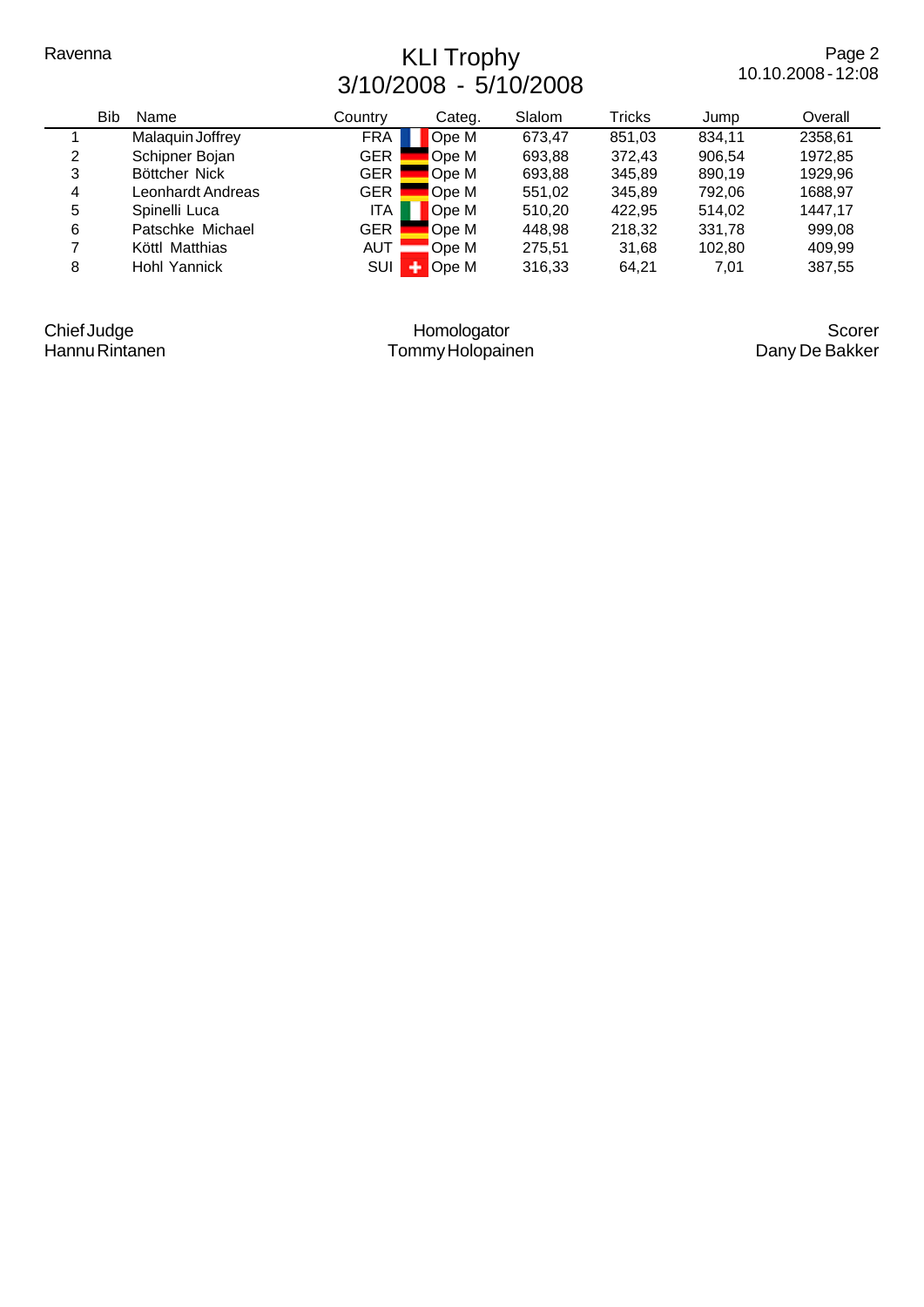Ravenna

# KLI Trophy

## 3/10/2008 - 5/10/2008

| | Bib | Name | Country | Categ. | Slalom | Tricks | Jump | Overall |
|---|---|---|---|---|---|---|---|---|
| 1 | | Malaquin Joffrey | FRA | Ope M | 673,47 | 851,03 | 834,11 | 2358,61 |
| 2 | | Schipner Bojan | GER | Ope M | 693,88 | 372,43 | 906,54 | 1972,85 |
| 3 | | Böttcher Nick | GER | Ope M | 693,88 | 345,89 | 890,19 | 1929,96 |
| 4 | | Leonhardt Andreas | GER | Ope M | 551,02 | 345,89 | 792,06 | 1688,97 |
| 5 | | Spinelli Luca | ITA | Ope M | 510,20 | 422,95 | 514,02 | 1447,17 |
| 6 | | Patschke Michael | GER | Ope M | 448,98 | 218,32 | 331,78 | 999,08 |
| 7 | | Köttl Matthias | AUT | Ope M | 275,51 | 31,68 | 102,80 | 409,99 |
| 8 | | Hohl Yannick | SUI | Ope M | 316,33 | 64,21 | 7,01 | 387,55 |

Chief Judge
Hannu Rintanen

Homologator
Tommy Holopainen

Scorer
Dany De Bakker